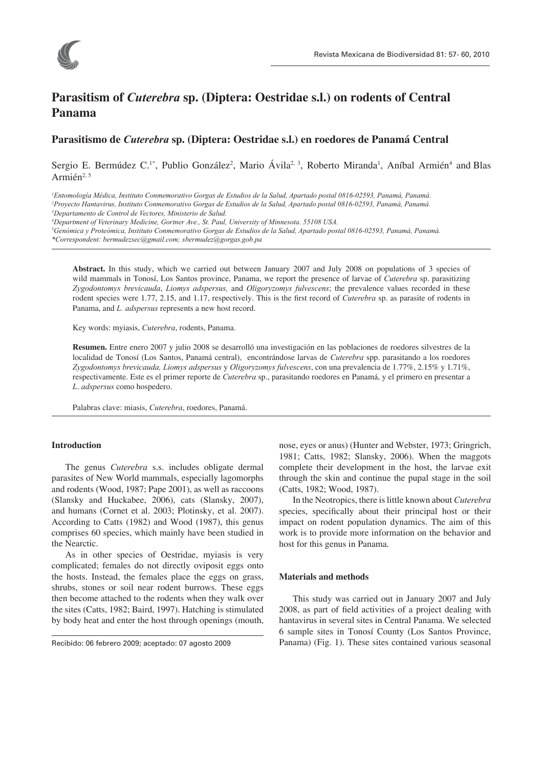# Parasitism of *Cuterebra* sp. (Diptera: Oestridae s.l.) on rodents of Central Panama

## Parasitismo de *Cuterebra* sp. (Diptera: Oestridae s.l.) en roedores de Panamá Central

Sergio E. Bermúdez C.[1*], Publio González[2], Mario Ávila[2, 3], Roberto Miranda[1], Aníbal Armién[4] and Blas Armién[2, 5]

[1]*Entomología Médica, Instituto Conmemorativo Gorgas de Estudios de la Salud, Apartado postal 0816-02593, Panamá, Panamá.*
[2]*Proyecto Hantavirus, Instituto Conmemorativo Gorgas de Estudios de la Salud, Apartado postal 0816-02593, Panamá, Panamá.*
[3]*Departamento de Control de Vectores, Ministerio de Salud.*
[4]*Department of Veterinary Medicine, Gortner Ave., St. Paul, University of Minnesota. 55108 USA.*
[5]*Genómica y Proteómica, Instituto Conmemorativo Gorgas de Estudios de la Salud, Apartado postal 0816-02593, Panamá, Panamá.*
*\*Correspondent: bermudezsec@gmail.com; sbermudez@gorgas.gob.pa*

**Abstract.** In this study, which we carried out between January 2007 and July 2008 on populations of 3 species of wild mammals in Tonosí, Los Santos province, Panama, we report the presence of larvae of *Cuterebra* sp. parasitizing *Zygodontomys brevicauda*, *Liomys adspersus,* and *Oligoryzomys fulvescens*; the prevalence values recorded in these rodent species were 1.77, 2.15, and 1.17, respectively. This is the first record of *Cuterebra* sp. as parasite of rodents in Panama, and *L. adspersus* represents a new host record.

Key words: myiasis, *Cuterebra*, rodents, Panama.

**Resumen.** Entre enero 2007 y julio 2008 se desarrolló una investigación en las poblaciones de roedores silvestres de la localidad de Tonosí (Los Santos, Panamá central), encontrándose larvas de *Cuterebra* spp. parasitando a los roedores *Zygodontomys brevicauda, Liomys adspersus* y *Oligoryzomys fulvescens*, con una prevalencia de 1.77%, 2.15% y 1.71%, respectivamente. Este es el primer reporte de *Cuterebra* sp., parasitando roedores en Panamá, y el primero en presentar a *L. adspersus* como hospedero.

Palabras clave: miasis, *Cuterebra*, roedores, Panamá.

### Introduction

The genus *Cuterebra* s.s. includes obligate dermal parasites of New World mammals, especially lagomorphs and rodents (Wood, 1987; Pape 2001), as well as raccoons (Slansky and Huckabee, 2006), cats (Slansky, 2007), and humans (Cornet et al. 2003; Plotinsky, et al. 2007). According to Catts (1982) and Wood (1987), this genus comprises 60 species, which mainly have been studied in the Nearctic.

As in other species of Oestridae, myiasis is very complicated; females do not directly oviposit eggs onto the hosts. Instead, the females place the eggs on grass, shrubs, stones or soil near rodent burrows. These eggs then become attached to the rodents when they walk over the sites (Catts, 1982; Baird, 1997). Hatching is stimulated by body heat and enter the host through openings (mouth, nose, eyes or anus) (Hunter and Webster, 1973; Gringrich, 1981; Catts, 1982; Slansky, 2006). When the maggots complete their development in the host, the larvae exit through the skin and continue the pupal stage in the soil (Catts, 1982; Wood, 1987).

In the Neotropics, there is little known about *Cuterebra* species, specifically about their principal host or their impact on rodent population dynamics. The aim of this work is to provide more information on the behavior and host for this genus in Panama.

### Materials and methods

This study was carried out in January 2007 and July 2008, as part of field activities of a project dealing with hantavirus in several sites in Central Panama. We selected 6 sample sites in Tonosí County (Los Santos Province, Panama) (Fig. 1). These sites contained various seasonal

Recibido: 06 febrero 2009; aceptado: 07 agosto 2009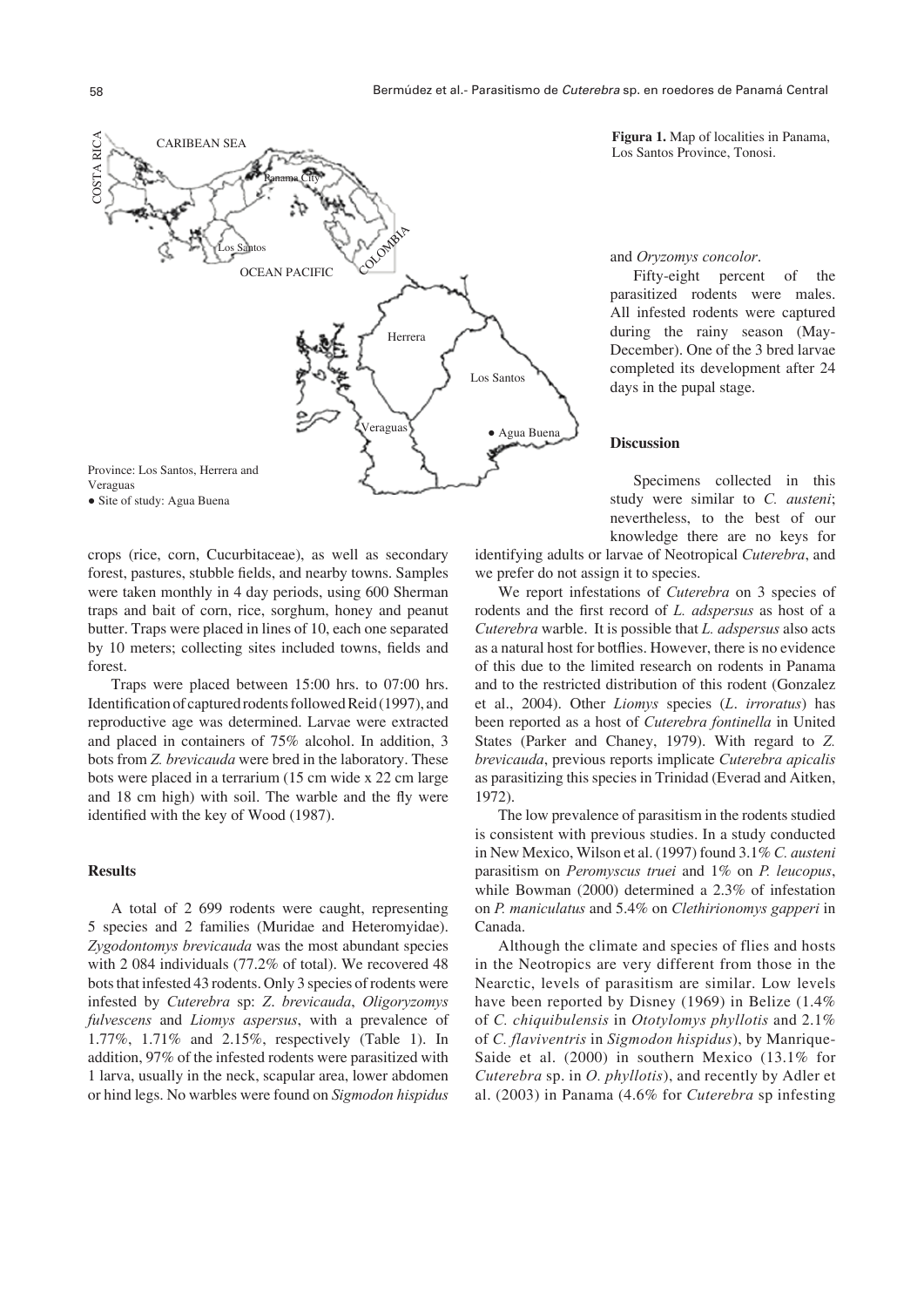**Figura 1.** Map of localities in Panama, Los Santos Province, Tonosi.

Province: Los Santos, Herrera and Veraguas
● Site of study: Agua Buena

crops (rice, corn, Cucurbitaceae), as well as secondary forest, pastures, stubble fields, and nearby towns. Samples were taken monthly in 4 day periods, using 600 Sherman traps and bait of corn, rice, sorghum, honey and peanut butter. Traps were placed in lines of 10, each one separated by 10 meters; collecting sites included towns, fields and forest.

Traps were placed between 15:00 hrs. to 07:00 hrs. Identification of captured rodents followed Reid (1997), and reproductive age was determined. Larvae were extracted and placed in containers of 75% alcohol. In addition, 3 bots from *Z. brevicauda* were bred in the laboratory. These bots were placed in a terrarium (15 cm wide x 22 cm large and 18 cm high) with soil. The warble and the fly were identified with the key of Wood (1987).

## Results

A total of 2 699 rodents were caught, representing 5 species and 2 families (Muridae and Heteromyidae). *Zygodontomys brevicauda* was the most abundant species with 2 084 individuals (77.2% of total). We recovered 48 bots that infested 43 rodents. Only 3 species of rodents were infested by *Cuterebra* sp: *Z. brevicauda*, *Oligoryzomys fulvescens* and *Liomys aspersus*, with a prevalence of 1.77%, 1.71% and 2.15%, respectively (Table 1). In addition, 97% of the infested rodents were parasitized with 1 larva, usually in the neck, scapular area, lower abdomen or hind legs. No warbles were found on *Sigmodon hispidus* and *Oryzomys concolor*.

Fifty-eight percent of the parasitized rodents were males. All infested rodents were captured during the rainy season (May-December). One of the 3 bred larvae completed its development after 24 days in the pupal stage.

## Discussion

Specimens collected in this study were similar to *C. austeni*; nevertheless, to the best of our knowledge there are no keys for identifying adults or larvae of Neotropical *Cuterebra*, and we prefer do not assign it to species.

We report infestations of *Cuterebra* on 3 species of rodents and the first record of *L. adspersus* as host of a *Cuterebra* warble. It is possible that *L. adspersus* also acts as a natural host for botflies. However, there is no evidence of this due to the limited research on rodents in Panama and to the restricted distribution of this rodent (Gonzalez et al., 2004). Other *Liomys* species (*L. irroratus*) has been reported as a host of *Cuterebra fontinella* in United States (Parker and Chaney, 1979). With regard to *Z. brevicauda*, previous reports implicate *Cuterebra apicalis* as parasitizing this species in Trinidad (Everad and Aitken, 1972).

The low prevalence of parasitism in the rodents studied is consistent with previous studies. In a study conducted in New Mexico, Wilson et al. (1997) found 3.1% *C. austeni* parasitism on *Peromyscus truei* and 1% on *P. leucopus*, while Bowman (2000) determined a 2.3% of infestation on *P. maniculatus* and 5.4% on *Clethirionomys gapperi* in Canada.

Although the climate and species of flies and hosts in the Neotropics are very different from those in the Nearctic, levels of parasitism are similar. Low levels have been reported by Disney (1969) in Belize (1.4% of *C. chiquibulensis* in *Ototylomys phyllotis* and 2.1% of *C. flaviventris* in *Sigmodon hispidus*), by Manrique-Saide et al. (2000) in southern Mexico (13.1% for *Cuterebra* sp. in *O. phyllotis*), and recently by Adler et al. (2003) in Panama (4.6% for *Cuterebra* sp infesting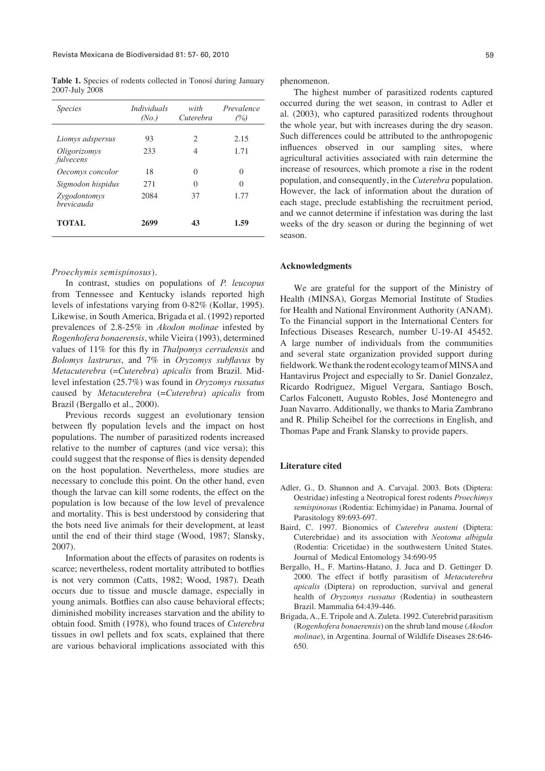**Table 1.** Species of rodents collected in Tonosí during January 2007-July 2008

| *Species* | *Individuals (No.)* | *with Cuterebra* | *Prevalence (%)* |
|---|---|---|---|
| *Liomys adspersus* | 93 | 2 | 2.15 |
| *Oligorizomys fulvecens* | 233 | 4 | 1.71 |
| *Oecomys concolor* | 18 | 0 | 0 |
| *Sigmodon hispidus* | 271 | 0 | 0 |
| *Zygodontomys brevicauda* | 2084 | 37 | 1.77 |
| **TOTAL** | **2699** | **43** | **1.59** |

*Proechymis semispinosus*).

In contrast, studies on populations of *P. leucopus* from Tennessee and Kentucky islands reported high levels of infestations varying from 0-82% (Kollar, 1995). Likewise, in South America, Brigada et al. (1992) reported prevalences of 2.8-25% in *Akodon molinae* infested by *Rogenhofera bonaerensis*, while Vieira (1993), determined values of 11% for this fly in *Thalpomys cerradensis* and *Bolomys lastrurus*, and 7% in *Oryzomys subflavus* by *Metacuterebra* (=*Cuterebra*) *apicalis* from Brazil. Mid-level infestation (25.7%) was found in *Oryzomys russatus* caused by *Metacuterebra* (=*Cuterebra*) *apicalis* from Brazil (Bergallo et al., 2000).

Previous records suggest an evolutionary tension between fly population levels and the impact on host populations. The number of parasitized rodents increased relative to the number of captures (and vice versa); this could suggest that the response of flies is density depended on the host population. Nevertheless, more studies are necessary to conclude this point. On the other hand, even though the larvae can kill some rodents, the effect on the population is low because of the low level of prevalence and mortality. This is best understood by considering that the bots need live animals for their development, at least until the end of their third stage (Wood, 1987; Slansky, 2007).

Information about the effects of parasites on rodents is scarce; nevertheless, rodent mortality attributed to botflies is not very common (Catts, 1982; Wood, 1987). Death occurs due to tissue and muscle damage, especially in young animals. Botflies can also cause behavioral effects; diminished mobility increases starvation and the ability to obtain food. Smith (1978), who found traces of *Cuterebra* tissues in owl pellets and fox scats, explained that there are various behavioral implications associated with this phenomenon.

The highest number of parasitized rodents captured occurred during the wet season, in contrast to Adler et al. (2003), who captured parasitized rodents throughout the whole year, but with increases during the dry season. Such differences could be attributed to the anthropogenic influences observed in our sampling sites, where agricultural activities associated with rain determine the increase of resources, which promote a rise in the rodent population, and consequently, in the *Cuterebra* population. However, the lack of information about the duration of each stage, preclude establishing the recruitment period, and we cannot determine if infestation was during the last weeks of the dry season or during the beginning of wet season.

## Acknowledgments

We are grateful for the support of the Ministry of Health (MINSA), Gorgas Memorial Institute of Studies for Health and National Environment Authority (ANAM). To the Financial support in the International Centers for Infectious Diseases Research, number U-19-AI 45452. A large number of individuals from the communities and several state organization provided support during fieldwork. We thank the rodent ecology team of MINSA and Hantavirus Project and especially to Sr. Daniel Gonzalez, Ricardo Rodriguez, Miguel Vergara, Santiago Bosch, Carlos Falconett, Augusto Robles, José Montenegro and Juan Navarro. Additionally, we thanks to Maria Zambrano and R. Philip Scheibel for the corrections in English, and Thomas Pape and Frank Slansky to provide papers.

## Literature cited

- Adler, G., D. Shannon and A. Carvajal. 2003. Bots (Diptera: Oestridae) infesting a Neotropical forest rodents *Proechimys semispinosus* (Rodentia: Echimyidae) in Panama. Journal of Parasitology 89:693-697.
- Baird, C. 1997. Bionomics of *Cuterebra austeni* (Diptera: Cuterebridae) and its association with *Neotoma albigula* (Rodentia: Cricetidae) in the southwestern United States. Journal of Medical Entomology 34:690-95
- Bergallo, H., F. Martins-Hatano, J. Juca and D. Gettinger D. 2000. The effect if botfly parasitism of *Metacuterebra apicalis* (Diptera) on reproduction, survival and general health of *Oryzomys russatus* (Rodentia) in southeastern Brazil. Mammalia 64:439-446.
- Brigada, A., E. Tripole and A. Zuleta. 1992. Cuterebrid parasitism (R*ogenhofera bonaerensis*) on the shrub land mouse (*Akodon molinae*), in Argentina. Journal of Wildlife Diseases 28:646-650.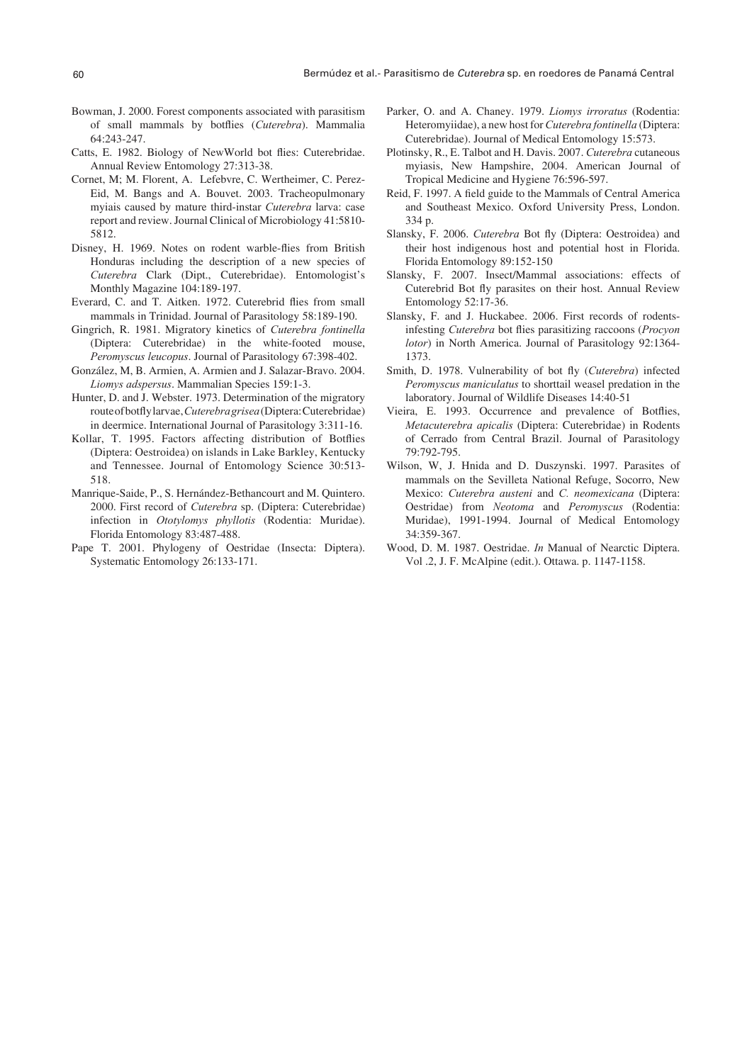Bowman, J. 2000. Forest components associated with parasitism of small mammals by botflies (*Cuterebra*). Mammalia 64:243-247.

Catts, E. 1982. Biology of NewWorld bot flies: Cuterebridae. Annual Review Entomology 27:313-38.

Cornet, M; M. Florent, A. Lefebvre, C. Wertheimer, C. Perez-Eid, M. Bangs and A. Bouvet. 2003. Tracheopulmonary myiais caused by mature third-instar *Cuterebra* larva: case report and review. Journal Clinical of Microbiology 41:5810-5812.

Disney, H. 1969. Notes on rodent warble-flies from British Honduras including the description of a new species of *Cuterebra* Clark (Dipt., Cuterebridae). Entomologist's Monthly Magazine 104:189-197.

Everard, C. and T. Aitken. 1972. Cuterebrid flies from small mammals in Trinidad. Journal of Parasitology 58:189-190.

Gingrich, R. 1981. Migratory kinetics of *Cuterebra fontinella* (Diptera: Cuterebridae) in the white-footed mouse, *Peromyscus leucopus*. Journal of Parasitology 67:398-402.

González, M, B. Armien, A. Armien and J. Salazar-Bravo. 2004. *Liomys adspersus*. Mammalian Species 159:1-3.

Hunter, D. and J. Webster. 1973. Determination of the migratory route of botfly larvae, *Cuterebra grisea* (Diptera: Cuterebridae) in deermice. International Journal of Parasitology 3:311-16.

Kollar, T. 1995. Factors affecting distribution of Botflies (Diptera: Oestroidea) on islands in Lake Barkley, Kentucky and Tennessee. Journal of Entomology Science 30:513-518.

Manrique-Saide, P., S. Hernández-Bethancourt and M. Quintero. 2000. First record of *Cuterebra* sp. (Diptera: Cuterebridae) infection in *Ototylomys phyllotis* (Rodentia: Muridae). Florida Entomology 83:487-488.

Pape T. 2001. Phylogeny of Oestridae (Insecta: Diptera). Systematic Entomology 26:133-171.

Parker, O. and A. Chaney. 1979. *Liomys irroratus* (Rodentia: Heteromyiidae), a new host for *Cuterebra fontinella* (Diptera: Cuterebridae). Journal of Medical Entomology 15:573.

Plotinsky, R., E. Talbot and H. Davis. 2007. *Cuterebra* cutaneous myiasis, New Hampshire, 2004. American Journal of Tropical Medicine and Hygiene 76:596-597.

Reid, F. 1997. A field guide to the Mammals of Central America and Southeast Mexico. Oxford University Press, London. 334 p.

Slansky, F. 2006. *Cuterebra* Bot fly (Diptera: Oestroidea) and their host indigenous host and potential host in Florida. Florida Entomology 89:152-150

Slansky, F. 2007. Insect/Mammal associations: effects of Cuterebrid Bot fly parasites on their host. Annual Review Entomology 52:17-36.

Slansky, F. and J. Huckabee. 2006. First records of rodents-infesting *Cuterebra* bot flies parasitizing raccoons (*Procyon lotor*) in North America. Journal of Parasitology 92:1364-1373.

Smith, D. 1978. Vulnerability of bot fly (*Cuterebra*) infected *Peromyscus maniculatus* to shorttail weasel predation in the laboratory. Journal of Wildlife Diseases 14:40-51

Vieira, E. 1993. Occurrence and prevalence of Botflies, *Metacuterebra apicalis* (Diptera: Cuterebridae) in Rodents of Cerrado from Central Brazil. Journal of Parasitology 79:792-795.

Wilson, W, J. Hnida and D. Duszynski. 1997. Parasites of mammals on the Sevilleta National Refuge, Socorro, New Mexico: *Cuterebra austeni* and *C. neomexicana* (Diptera: Oestridae) from *Neotoma* and *Peromyscus* (Rodentia: Muridae), 1991-1994. Journal of Medical Entomology 34:359-367.

Wood, D. M. 1987. Oestridae. *In* Manual of Nearctic Diptera. Vol .2, J. F. McAlpine (edit.). Ottawa. p. 1147-1158.